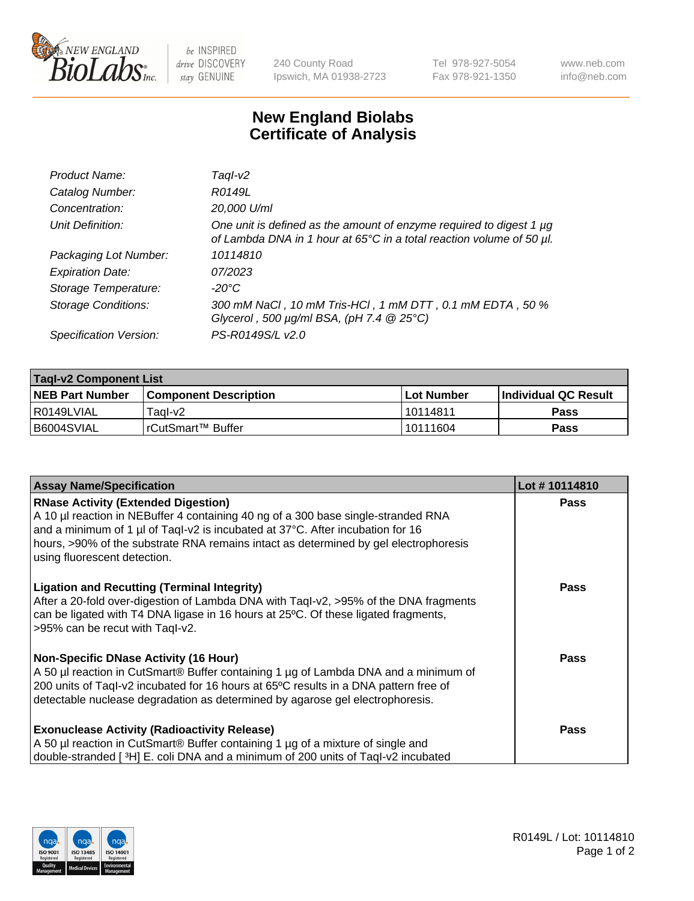# New England Biolabs Certificate of Analysis

| | |
|---|---|
| *Product Name:* | *TaqI-v2* |
| *Catalog Number:* | *R0149L* |
| *Concentration:* | *20,000 U/ml* |
| *Unit Definition:* | *One unit is defined as the amount of enzyme required to digest 1 µg of Lambda DNA in 1 hour at 65°C in a total reaction volume of 50 µl.* |
| *Packaging Lot Number:* | *10114810* |
| *Expiration Date:* | *07/2023* |
| *Storage Temperature:* | *-20°C* |
| *Storage Conditions:* | *300 mM NaCl , 10 mM Tris-HCl , 1 mM DTT , 0.1 mM EDTA , 50 % Glycerol , 500 µg/ml BSA, (pH 7.4 @ 25°C)* |
| *Specification Version:* | *PS-R0149S/L v2.0* |

| TaqI-v2 Component List | | | |
|---|---|---|---|
| **NEB Part Number** | **Component Description** | **Lot Number** | **Individual QC Result** |
| R0149LVIAL | TaqI-v2 | 10114811 | **Pass** |
| B6004SVIAL | rCutSmart™ Buffer | 10111604 | **Pass** |

| Assay Name/Specification | Lot # 10114810 |
|---|---|
| **RNase Activity (Extended Digestion)**<br>A 10 µl reaction in NEBuffer 4 containing 40 ng of a 300 base single-stranded RNA and a minimum of 1 µl of TaqI-v2 is incubated at 37°C. After incubation for 16 hours, >90% of the substrate RNA remains intact as determined by gel electrophoresis using fluorescent detection. | **Pass** |
| **Ligation and Recutting (Terminal Integrity)**<br>After a 20-fold over-digestion of Lambda DNA with TaqI-v2, >95% of the DNA fragments can be ligated with T4 DNA ligase in 16 hours at 25ºC. Of these ligated fragments, >95% can be recut with TaqI-v2. | **Pass** |
| **Non-Specific DNase Activity (16 Hour)**<br>A 50 µl reaction in CutSmart® Buffer containing 1 µg of Lambda DNA and a minimum of 200 units of TaqI-v2 incubated for 16 hours at 65ºC results in a DNA pattern free of detectable nuclease degradation as determined by agarose gel electrophoresis. | **Pass** |
| **Exonuclease Activity (Radioactivity Release)**<br>A 50 µl reaction in CutSmart® Buffer containing 1 µg of a mixture of single and double-stranded [ $^3$H] E. coli DNA and a minimum of 200 units of TaqI-v2 incubated | **Pass** |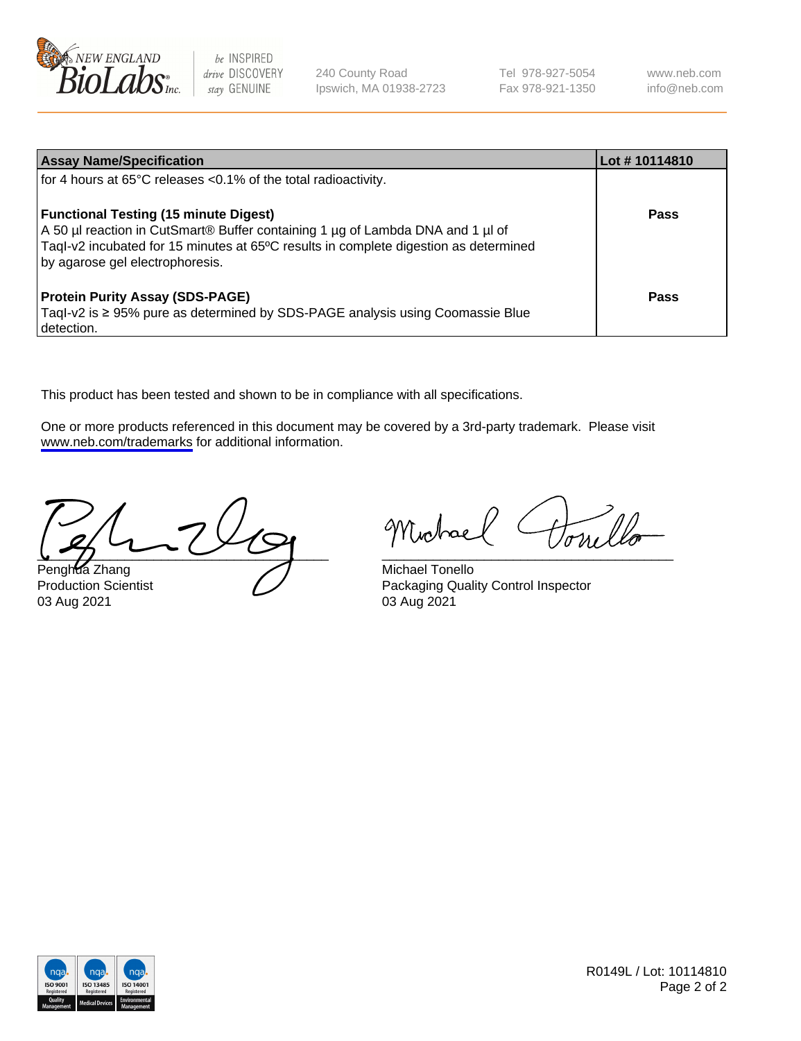| Assay Name/Specification | Lot # 10114810 |
| --- | --- |
| for 4 hours at 65°C releases <0.1% of the total radioactivity. | |
| **Functional Testing (15 minute Digest)**<br>A 50 µl reaction in CutSmart® Buffer containing 1 µg of Lambda DNA and 1 µl of TaqI-v2 incubated for 15 minutes at 65ºC results in complete digestion as determined by agarose gel electrophoresis. | **Pass** |
| **Protein Purity Assay (SDS-PAGE)**<br>TaqI-v2 is ≥ 95% pure as determined by SDS-PAGE analysis using Coomassie Blue detection. | **Pass** |

This product has been tested and shown to be in compliance with all specifications.

One or more products referenced in this document may be covered by a 3rd-party trademark. Please visit www.neb.com/trademarks for additional information.

Penghua Zhang
Production Scientist
03 Aug 2021

Michael Tonello
Packaging Quality Control Inspector
03 Aug 2021

R0149L / Lot: 10114810